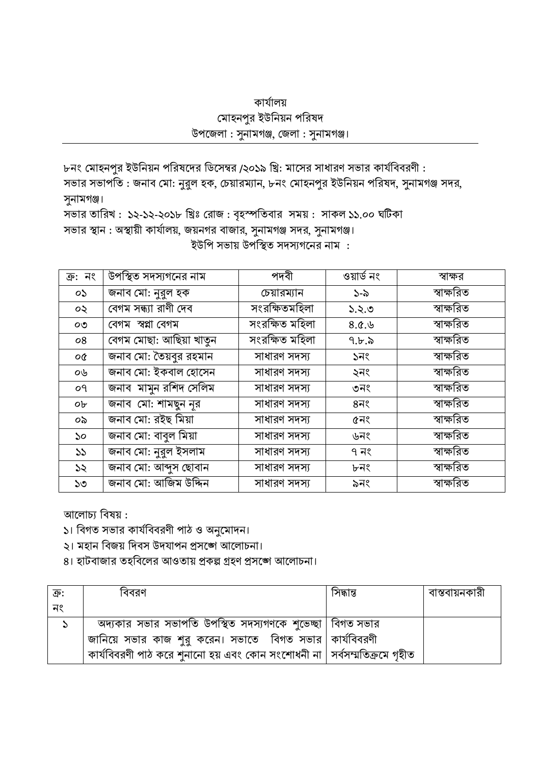কার্যালয়
মোহনপুর ইউনিয়ন পরিষদ
উপজেলা : সুনামগঞ্জ, জেলা : সুনামগঞ্জ।

---

৮নং মোহনপুর ইউনিয়ন পরিষদের ডিসেম্বর /২০১৯ খ্রি: মাসের সাধারণ সভার কার্যবিবরণী :
সভার সভাপতি : জনাব মো: নুরুল হক, চেয়ারম্যান, ৮নং মোহনপুর ইউনিয়ন পরিষদ, সুনামগঞ্জ সদর, সুনামগঞ্জ।
সভার তারিখ : ১২-১২-২০১৮ খ্রিঃ রোজ : বৃহস্পতিবার সময় : সাকল ১১.০০ ঘটিকা
সভার স্থান : অস্থায়ী কার্যালয়, জয়নগর বাজার, সুনামগঞ্জ সদর, সুনামগঞ্জ।

ইউপি সভায় উপস্থিত সদস্যগনের নাম :

| ক্র: নং | উপস্থিত সদস্যগনের নাম | পদবী | ওয়ার্ড নং | স্বাক্ষর |
|---|---|---|---|---|
| ০১ | জনাব মো: নুরুল হক | চেয়ারম্যান | ১-৯ | স্বাক্ষরিত |
| ০২ | বেগম সন্ধ্যা রাণী দেব | সংরক্ষিতমহিলা | ১.২.৩ | স্বাক্ষরিত |
| ০৩ | বেগম স্বপ্না বেগম | সংরক্ষিত মহিলা | ৪.৫.৬ | স্বাক্ষরিত |
| ০৪ | বেগম মোছা: আছিয়া খাতুন | সংরক্ষিত মহিলা | ৭.৮.৯ | স্বাক্ষরিত |
| ০৫ | জনাব মো: তৈয়বুর রহমান | সাধারণ সদস্য | ১নং | স্বাক্ষরিত |
| ০৬ | জনাব মো: ইকবাল হোসেন | সাধারণ সদস্য | ২নং | স্বাক্ষরিত |
| ০৭ | জনাব মামুন রশিদ সেলিম | সাধারণ সদস্য | ৩নং | স্বাক্ষরিত |
| ০৮ | জনাব মো: শামছুন নূর | সাধারণ সদস্য | ৪নং | স্বাক্ষরিত |
| ০৯ | জনাব মো: রইছ মিয়া | সাধারণ সদস্য | ৫নং | স্বাক্ষরিত |
| ১০ | জনাব মো: বাবুল মিয়া | সাধারণ সদস্য | ৬নং | স্বাক্ষরিত |
| ১১ | জনাব মো: নুরুল ইসলাম | সাধারণ সদস্য | ৭ নং | স্বাক্ষরিত |
| ১২ | জনাব মো: আব্দুস ছোবান | সাধারণ সদস্য | ৮নং | স্বাক্ষরিত |
| ১৩ | জনাব মো: আজিম উদ্দিন | সাধারণ সদস্য | ৯নং | স্বাক্ষরিত |

আলোচ্য বিষয় :

১। বিগত সভার কার্যবিবরণী পাঠ ও অনুমোদন।
২। মহান বিজয় দিবস উদযাপন প্রসঙ্গে আলোচনা।
৪। হাটবাজার তহবিলের আওতায় প্রকল্প গ্রহণ প্রসঙ্গে আলোচনা।

| ক্র: নং | বিবরণ | সিদ্ধান্ত | বাস্তবায়নকারী |
|---|---|---|---|
| ১ | অদ্যকার সভার সভাপতি উপস্থিত সদস্যগণকে শুভেচ্ছা জানিয়ে সভার কাজ শুরু করেন। সভাতে বিগত সভার কার্যবিবরণী পাঠ করে শুনানো হয় এবং কোন সংশোধনী না | বিগত সভার কার্যবিবরণী সর্বসম্মতিক্রমে গৃহীত | |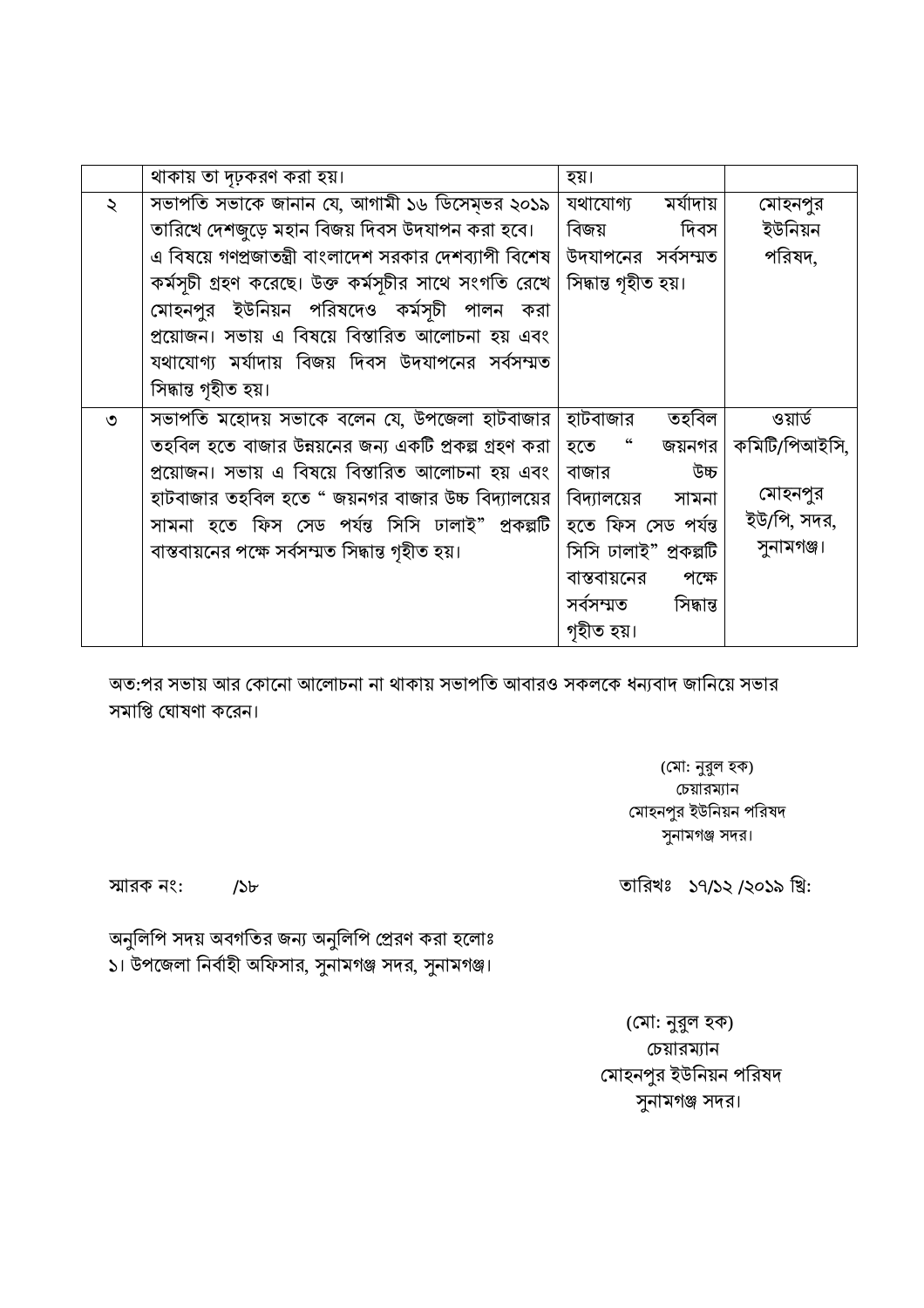| | | | |
|---|---|---|---|
| | থাকায় তা দৃঢ়করণ করা হয়। | হয়। | |
| ২ | সভাপতি সভাকে জানান যে, আগামী ১৬ ডিসেম্ভর ২০১৯ তারিখে দেশজুড়ে মহান বিজয় দিবস উদযাপন করা হবে। এ বিষয়ে গণপ্রজাতন্ত্রী বাংলাদেশ সরকার দেশব্যাপী বিশেষ কর্মসূচী গ্রহণ করেছে। উক্ত কর্মসূচীর সাথে সংগতি রেখে মোহনপুর ইউনিয়ন পরিষদেও কর্মসূচী পালন করা প্রয়োজন। সভায় এ বিষয়ে বিস্তারিত আলোচনা হয় এবং যথাযোগ্য মর্যাদায় বিজয় দিবস উদযাপনের সর্বসম্মত সিদ্ধান্ত গৃহীত হয়। | যথাযোগ্য মর্যাদায় বিজয় দিবস উদযাপনের সর্বসম্মত সিদ্ধান্ত গৃহীত হয়। | মোহনপুর ইউনিয়ন পরিষদ, |
| ৩ | সভাপতি মহোদয় সভাকে বলেন যে, উপজেলা হাটবাজার তহবিল হতে বাজার উন্নয়নের জন্য একটি প্রকল্প গ্রহণ করা প্রয়োজন। সভায় এ বিষয়ে বিস্তারিত আলোচনা হয় এবং হাটবাজার তহবিল হতে " জয়নগর বাজার উচ্চ বিদ্যালয়ের সামনা হতে ফিস সেড পর্যন্ত সিসি ঢালাই" প্রকল্পটি বাস্তবায়নের পক্ষে সর্বসম্মত সিদ্ধান্ত গৃহীত হয়। | হাটবাজার তহবিল হতে " জয়নগর বাজার উচ্চ বিদ্যালয়ের সামনা হতে ফিস সেড পর্যন্ত সিসি ঢালাই" প্রকল্পটি বাস্তবায়নের পক্ষে সর্বসম্মত সিদ্ধান্ত গৃহীত হয়। | ওয়ার্ড কমিটি/পিআইসি, মোহনপুর ইউ/পি, সদর, সুনামগঞ্জ। |

অত:পর সভায় আর কোনো আলোচনা না থাকায় সভাপতি আবারও সকলকে ধন্যবাদ জানিয়ে সভার সমাপ্তি ঘোষণা করেন।

(মো: নুরুল হক)
চেয়ারম্যান
মোহনপুর ইউনিয়ন পরিষদ
সুনামগঞ্জ সদর।

স্মারক নং: /১৮

তারিখঃ ১৭/১২ /২০১৯ খ্রি:

অনুলিপি সদয় অবগতির জন্য অনুলিপি প্রেরণ করা হলোঃ
১। উপজেলা নির্বাহী অফিসার, সুনামগঞ্জ সদর, সুনামগঞ্জ।

(মো: নুরুল হক)
চেয়ারম্যান
মোহনপুর ইউনিয়ন পরিষদ
সুনামগঞ্জ সদর।